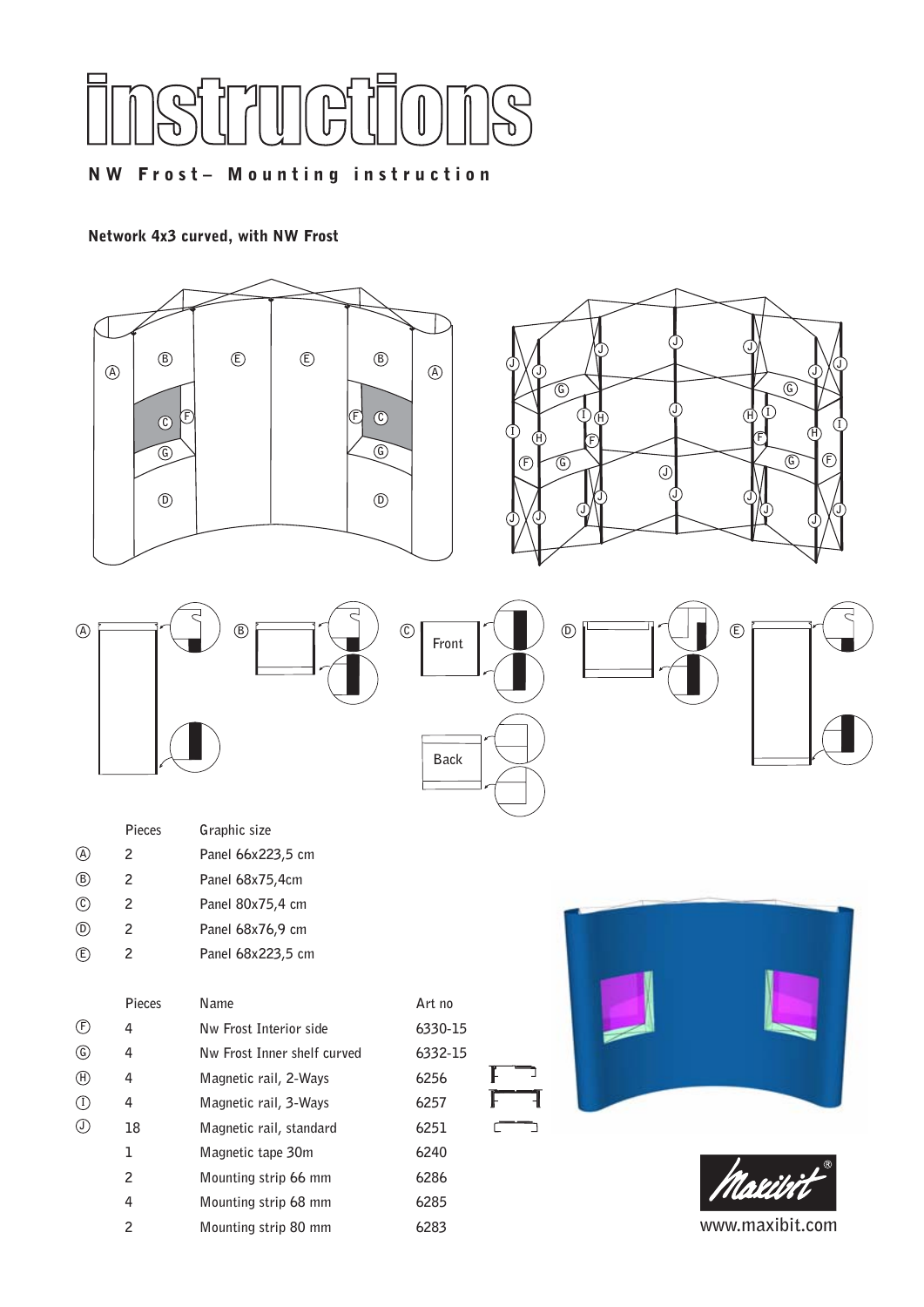# instructions

## NW Frost– Mounting instruction

**Network 4x3 curved, with NW Frost**

| | Pieces | Graphic size |
|---|---|---|
| Ⓐ | 2 | Panel 66x223,5 cm |
| Ⓑ | 2 | Panel 68x75,4cm |
| Ⓒ | 2 | Panel 80x75,4 cm |
| Ⓓ | 2 | Panel 68x76,9 cm |
| Ⓔ | 2 | Panel 68x223,5 cm |

| | Pieces | Name | Art no |
|---|---|---|---|
| Ⓕ | 4 | Nw Frost Interior side | 6330-15 |
| Ⓖ | 4 | Nw Frost Inner shelf curved | 6332-15 |
| Ⓗ | 4 | Magnetic rail, 2-Ways | 6256 |
| Ⓘ | 4 | Magnetic rail, 3-Ways | 6257 |
| Ⓙ | 18 | Magnetic rail, standard | 6251 |
| | 1 | Magnetic tape 30m | 6240 |
| | 2 | Mounting strip 66 mm | 6286 |
| | 4 | Mounting strip 68 mm | 6285 |
| | 2 | Mounting strip 80 mm | 6283 |

www.maxibit.com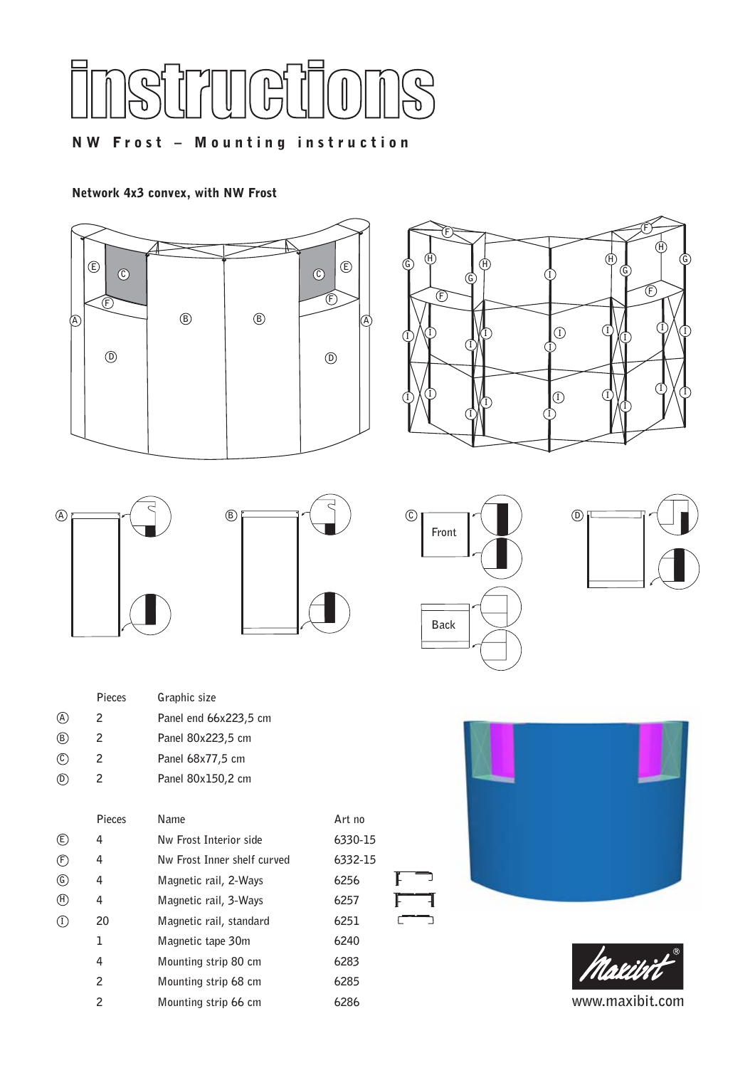# instructions

**N W  F r o s t  –  M o u n t i n g  i n s t r u c t i o n**

**Network 4x3 convex, with NW Frost**

| | Pieces | Graphic size |
|---|---|---|
| Ⓐ | 2 | Panel end 66x223,5 cm |
| Ⓑ | 2 | Panel 80x223,5 cm |
| Ⓒ | 2 | Panel 68x77,5 cm |
| Ⓓ | 2 | Panel 80x150,2 cm |

| | Pieces | Name | Art no |
|---|---|---|---|
| Ⓔ | 4 | Nw Frost Interior side | 6330-15 |
| Ⓕ | 4 | Nw Frost Inner shelf curved | 6332-15 |
| Ⓖ | 4 | Magnetic rail, 2-Ways | 6256 |
| Ⓗ | 4 | Magnetic rail, 3-Ways | 6257 |
| Ⓘ | 20 | Magnetic rail, standard | 6251 |
| | 1 | Magnetic tape 30m | 6240 |
| | 4 | Mounting strip 80 cm | 6283 |
| | 2 | Mounting strip 68 cm | 6285 |
| | 2 | Mounting strip 66 cm | 6286 |

www.maxibit.com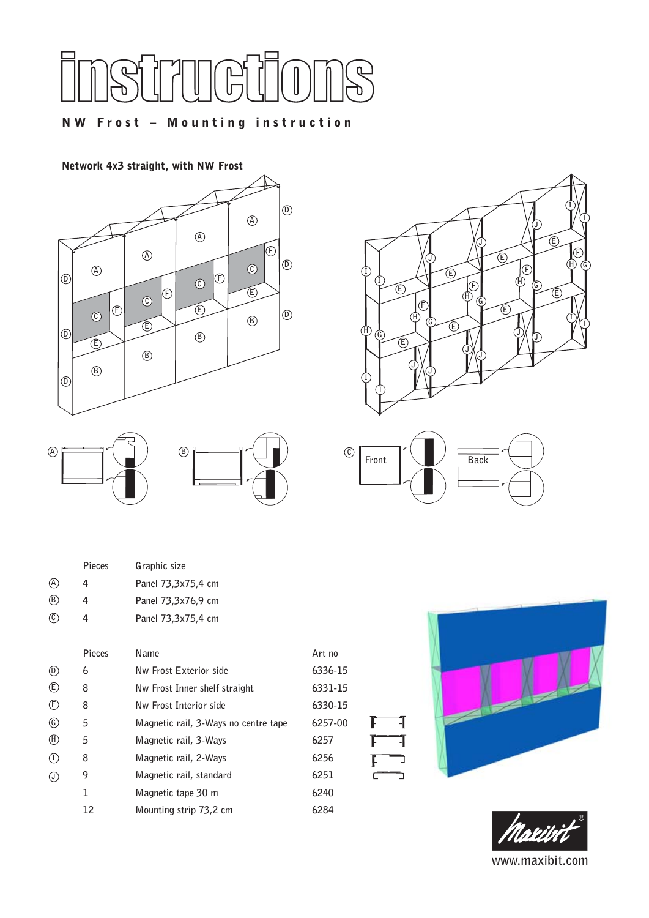# instructions

**NW Frost – Mounting instruction**

### Network 4x3 straight, with NW Frost

| | Pieces | Graphic size |
|---|---|---|
| Ⓐ | 4 | Panel 73,3x75,4 cm |
| Ⓑ | 4 | Panel 73,3x76,9 cm |
| Ⓒ | 4 | Panel 73,3x75,4 cm |

| | Pieces | Name | Art no |
|---|---|---|---|
| Ⓓ | 6 | Nw Frost Exterior side | 6336-15 |
| Ⓔ | 8 | Nw Frost Inner shelf straight | 6331-15 |
| Ⓕ | 8 | Nw Frost Interior side | 6330-15 |
| Ⓖ | 5 | Magnetic rail, 3-Ways no centre tape | 6257-00 |
| Ⓗ | 5 | Magnetic rail, 3-Ways | 6257 |
| Ⓘ | 8 | Magnetic rail, 2-Ways | 6256 |
| Ⓙ | 9 | Magnetic rail, standard | 6251 |
| | 1 | Magnetic tape 30 m | 6240 |
| | 12 | Mounting strip 73,2 cm | 6284 |

www.maxibit.com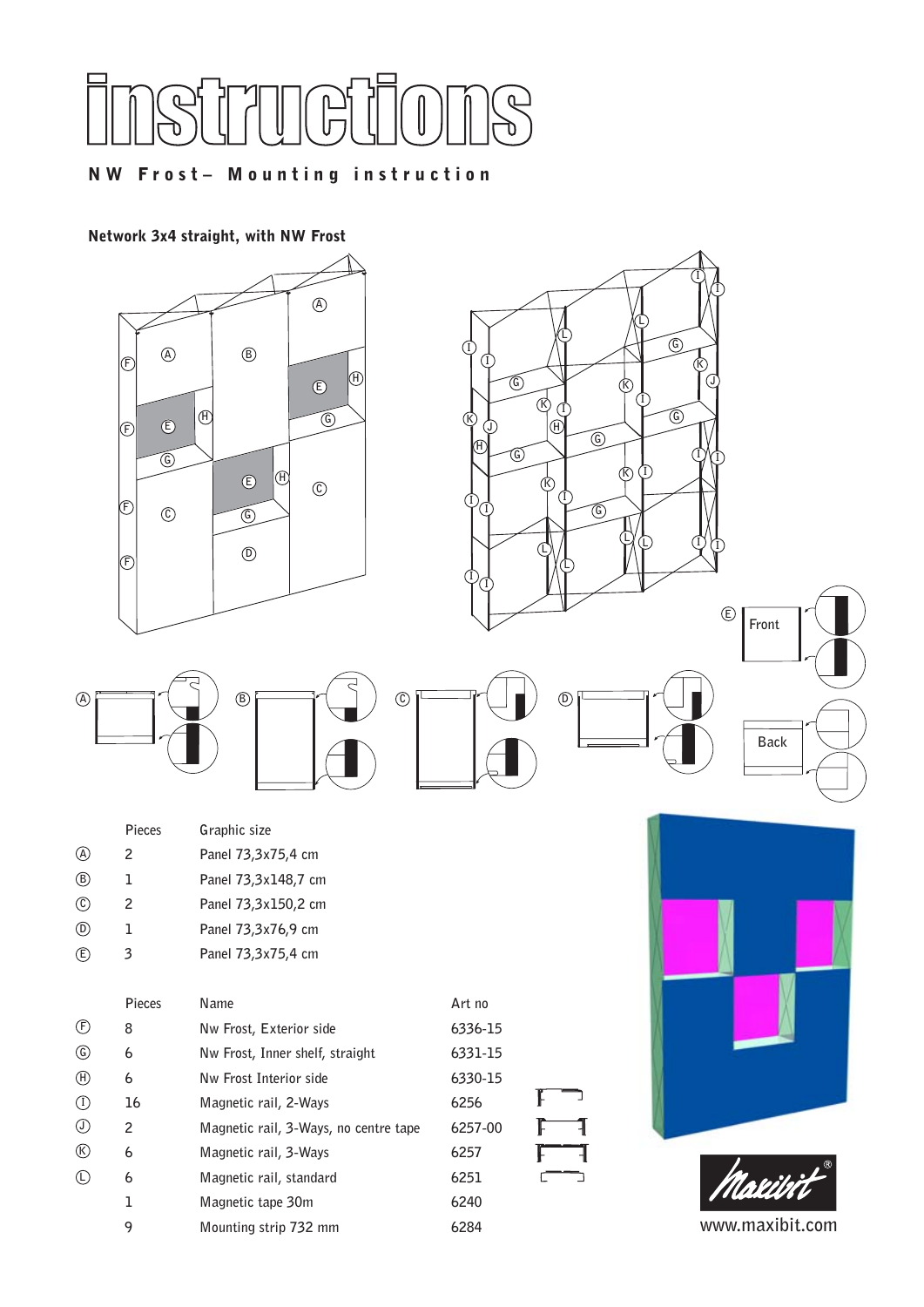# instructions

**NW Frost– Mounting instruction**

**Network 3x4 straight, with NW Frost**

|  | Pieces | Graphic size |
|---|---|---|
| Ⓐ | 2 | Panel 73,3x75,4 cm |
| Ⓑ | 1 | Panel 73,3x148,7 cm |
| Ⓒ | 2 | Panel 73,3x150,2 cm |
| Ⓓ | 1 | Panel 73,3x76,9 cm |
| Ⓔ | 3 | Panel 73,3x75,4 cm |

|  | Pieces | Name | Art no |
|---|---|---|---|
| Ⓕ | 8 | Nw Frost, Exterior side | 6336-15 |
| Ⓖ | 6 | Nw Frost, Inner shelf, straight | 6331-15 |
| Ⓗ | 6 | Nw Frost Interior side | 6330-15 |
| Ⓘ | 16 | Magnetic rail, 2-Ways | 6256 |
| Ⓙ | 2 | Magnetic rail, 3-Ways, no centre tape | 6257-00 |
| Ⓚ | 6 | Magnetic rail, 3-Ways | 6257 |
| Ⓛ | 6 | Magnetic rail, standard | 6251 |
|  | 1 | Magnetic tape 30m | 6240 |
|  | 9 | Mounting strip 732 mm | 6284 |

www.maxibit.com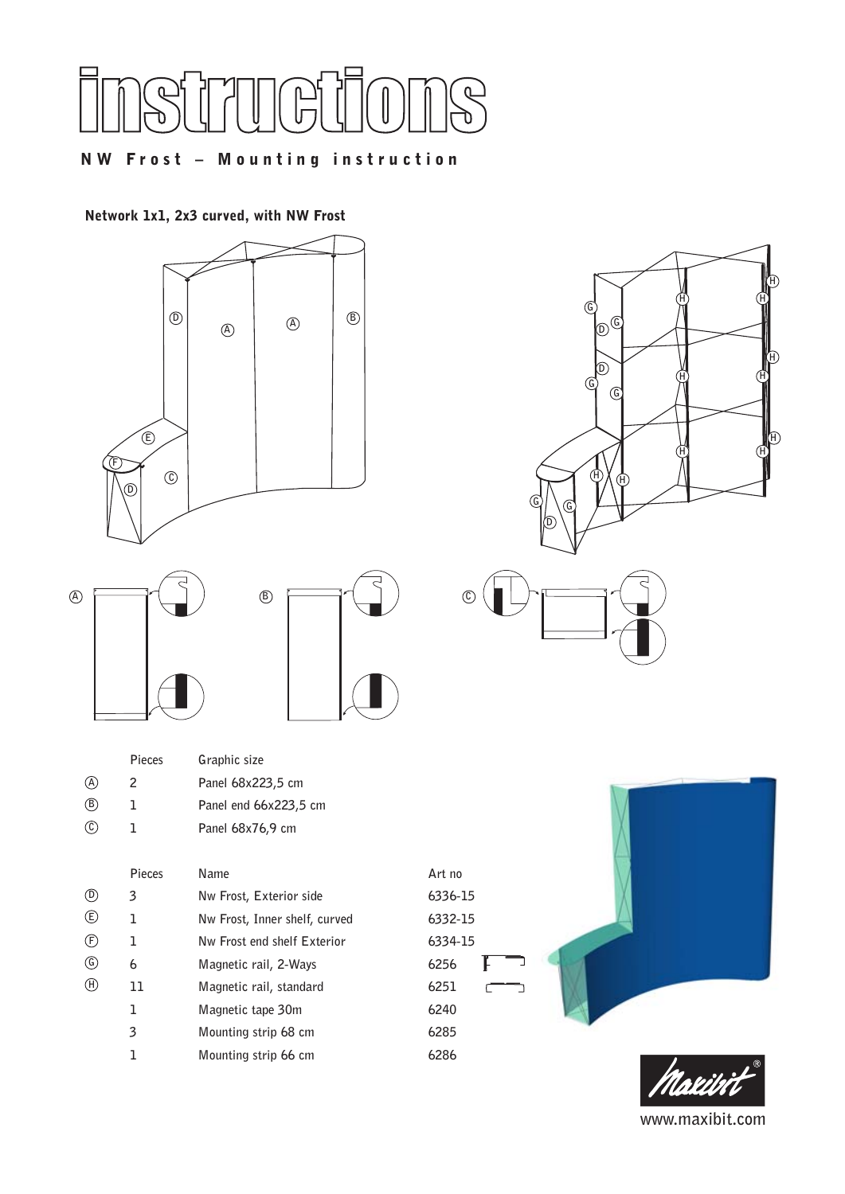# instructions

**N W  F r o s t  –  M o u n t i n g  i n s t r u c t i o n**

**Network 1x1, 2x3 curved, with NW Frost**

| | Pieces | Graphic size |
|---|---|---|
| Ⓐ | 2 | Panel 68x223,5 cm |
| Ⓑ | 1 | Panel end 66x223,5 cm |
| Ⓒ | 1 | Panel 68x76,9 cm |

| | Pieces | Name | Art no |
|---|---|---|---|
| Ⓓ | 3 | Nw Frost, Exterior side | 6336-15 |
| Ⓔ | 1 | Nw Frost, Inner shelf, curved | 6332-15 |
| Ⓕ | 1 | Nw Frost end shelf Exterior | 6334-15 |
| Ⓖ | 6 | Magnetic rail, 2-Ways | 6256 |
| Ⓗ | 11 | Magnetic rail, standard | 6251 |
| | 1 | Magnetic tape 30m | 6240 |
| | 3 | Mounting strip 68 cm | 6285 |
| | 1 | Mounting strip 66 cm | 6286 |

www.maxibit.com